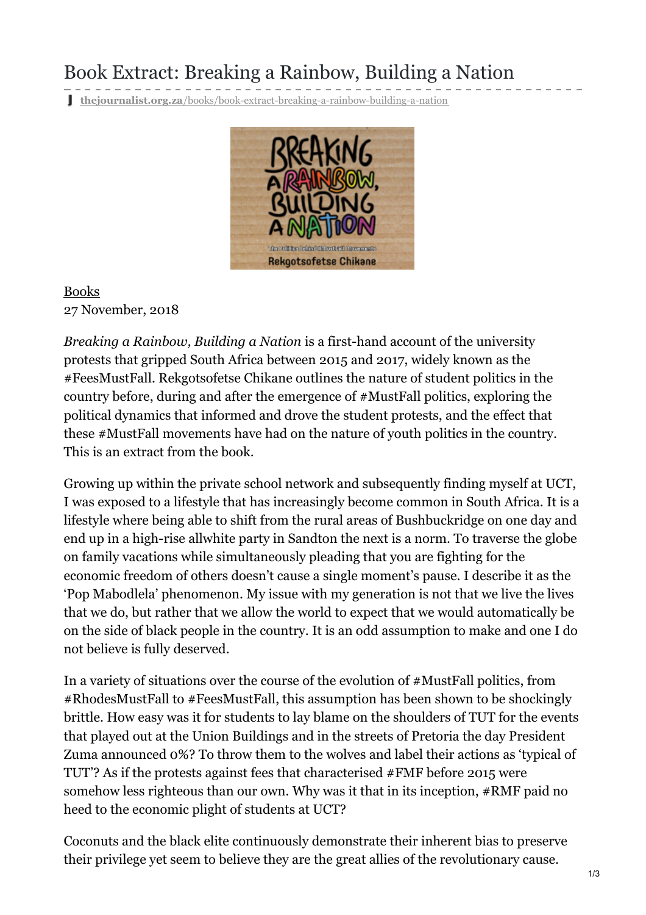# Book Extract: Breaking a Rainbow, Building a Nation

thejournalist.org.za/books/book-extract-breaking-a-rainbow-building-a-nation

Books
27 November, 2018

*Breaking a Rainbow, Building a Nation* is a first-hand account of the university protests that gripped South Africa between 2015 and 2017, widely known as the #FeesMustFall. Rekgotsofetse Chikane outlines the nature of student politics in the country before, during and after the emergence of #MustFall politics, exploring the political dynamics that informed and drove the student protests, and the effect that these #MustFall movements have had on the nature of youth politics in the country. This is an extract from the book.

Growing up within the private school network and subsequently finding myself at UCT, I was exposed to a lifestyle that has increasingly become common in South Africa. It is a lifestyle where being able to shift from the rural areas of Bushbuckridge on one day and end up in a high-rise allwhite party in Sandton the next is a norm. To traverse the globe on family vacations while simultaneously pleading that you are fighting for the economic freedom of others doesn't cause a single moment's pause. I describe it as the 'Pop Mabodlela' phenomenon. My issue with my generation is not that we live the lives that we do, but rather that we allow the world to expect that we would automatically be on the side of black people in the country. It is an odd assumption to make and one I do not believe is fully deserved.

In a variety of situations over the course of the evolution of #MustFall politics, from #RhodesMustFall to #FeesMustFall, this assumption has been shown to be shockingly brittle. How easy was it for students to lay blame on the shoulders of TUT for the events that played out at the Union Buildings and in the streets of Pretoria the day President Zuma announced 0%? To throw them to the wolves and label their actions as 'typical of TUT'? As if the protests against fees that characterised #FMF before 2015 were somehow less righteous than our own. Why was it that in its inception, #RMF paid no heed to the economic plight of students at UCT?

Coconuts and the black elite continuously demonstrate their inherent bias to preserve their privilege yet seem to believe they are the great allies of the revolutionary cause.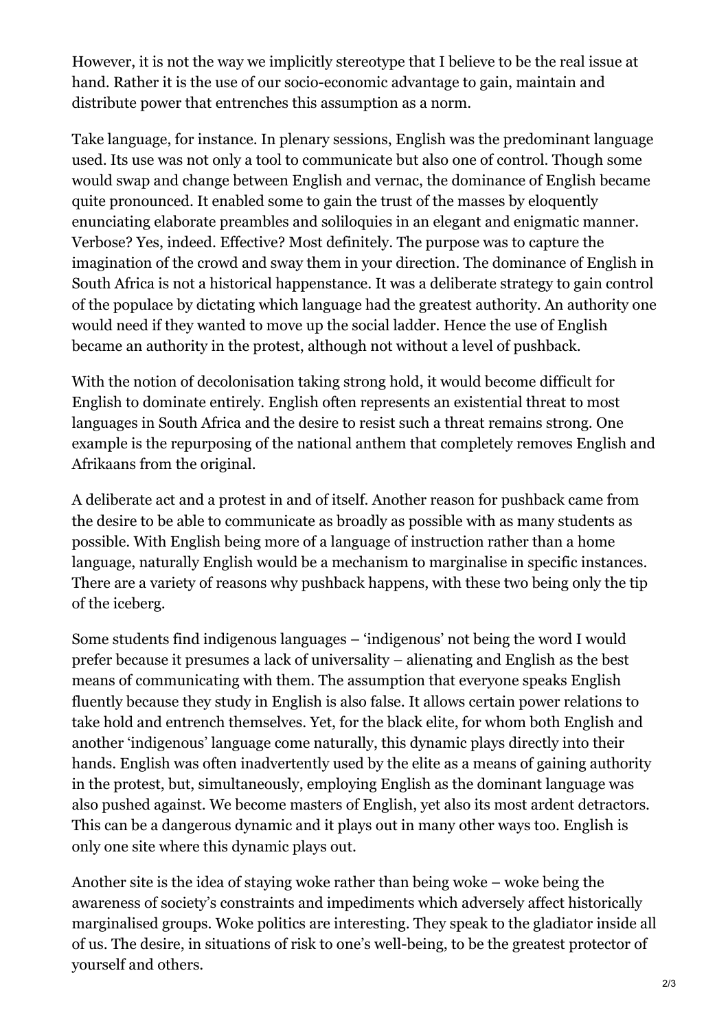However, it is not the way we implicitly stereotype that I believe to be the real issue at hand. Rather it is the use of our socio-economic advantage to gain, maintain and distribute power that entrenches this assumption as a norm.

Take language, for instance. In plenary sessions, English was the predominant language used. Its use was not only a tool to communicate but also one of control. Though some would swap and change between English and vernac, the dominance of English became quite pronounced. It enabled some to gain the trust of the masses by eloquently enunciating elaborate preambles and soliloquies in an elegant and enigmatic manner. Verbose? Yes, indeed. Effective? Most definitely. The purpose was to capture the imagination of the crowd and sway them in your direction. The dominance of English in South Africa is not a historical happenstance. It was a deliberate strategy to gain control of the populace by dictating which language had the greatest authority. An authority one would need if they wanted to move up the social ladder. Hence the use of English became an authority in the protest, although not without a level of pushback.

With the notion of decolonisation taking strong hold, it would become difficult for English to dominate entirely. English often represents an existential threat to most languages in South Africa and the desire to resist such a threat remains strong. One example is the repurposing of the national anthem that completely removes English and Afrikaans from the original.

A deliberate act and a protest in and of itself. Another reason for pushback came from the desire to be able to communicate as broadly as possible with as many students as possible. With English being more of a language of instruction rather than a home language, naturally English would be a mechanism to marginalise in specific instances. There are a variety of reasons why pushback happens, with these two being only the tip of the iceberg.

Some students find indigenous languages – 'indigenous' not being the word I would prefer because it presumes a lack of universality – alienating and English as the best means of communicating with them. The assumption that everyone speaks English fluently because they study in English is also false. It allows certain power relations to take hold and entrench themselves. Yet, for the black elite, for whom both English and another 'indigenous' language come naturally, this dynamic plays directly into their hands. English was often inadvertently used by the elite as a means of gaining authority in the protest, but, simultaneously, employing English as the dominant language was also pushed against. We become masters of English, yet also its most ardent detractors. This can be a dangerous dynamic and it plays out in many other ways too. English is only one site where this dynamic plays out.

Another site is the idea of staying woke rather than being woke – woke being the awareness of society's constraints and impediments which adversely affect historically marginalised groups. Woke politics are interesting. They speak to the gladiator inside all of us. The desire, in situations of risk to one's well-being, to be the greatest protector of yourself and others.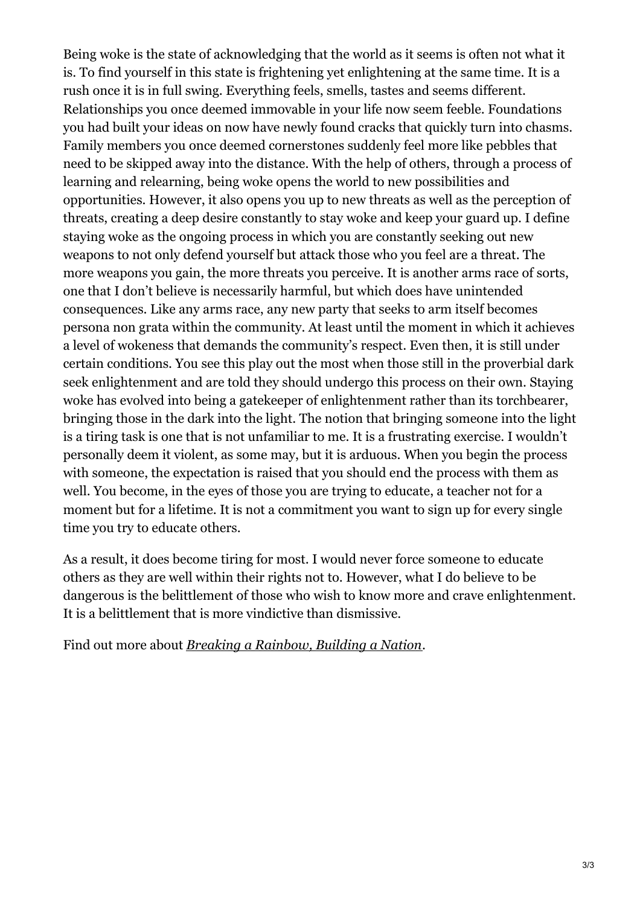Being woke is the state of acknowledging that the world as it seems is often not what it is. To find yourself in this state is frightening yet enlightening at the same time. It is a rush once it is in full swing. Everything feels, smells, tastes and seems different. Relationships you once deemed immovable in your life now seem feeble. Foundations you had built your ideas on now have newly found cracks that quickly turn into chasms. Family members you once deemed cornerstones suddenly feel more like pebbles that need to be skipped away into the distance. With the help of others, through a process of learning and relearning, being woke opens the world to new possibilities and opportunities. However, it also opens you up to new threats as well as the perception of threats, creating a deep desire constantly to stay woke and keep your guard up. I define staying woke as the ongoing process in which you are constantly seeking out new weapons to not only defend yourself but attack those who you feel are a threat. The more weapons you gain, the more threats you perceive. It is another arms race of sorts, one that I don't believe is necessarily harmful, but which does have unintended consequences. Like any arms race, any new party that seeks to arm itself becomes persona non grata within the community. At least until the moment in which it achieves a level of wokeness that demands the community's respect. Even then, it is still under certain conditions. You see this play out the most when those still in the proverbial dark seek enlightenment and are told they should undergo this process on their own. Staying woke has evolved into being a gatekeeper of enlightenment rather than its torchbearer, bringing those in the dark into the light. The notion that bringing someone into the light is a tiring task is one that is not unfamiliar to me. It is a frustrating exercise. I wouldn't personally deem it violent, as some may, but it is arduous. When you begin the process with someone, the expectation is raised that you should end the process with them as well. You become, in the eyes of those you are trying to educate, a teacher not for a moment but for a lifetime. It is not a commitment you want to sign up for every single time you try to educate others.

As a result, it does become tiring for most. I would never force someone to educate others as they are well within their rights not to. However, what I do believe to be dangerous is the belittlement of those who wish to know more and crave enlightenment. It is a belittlement that is more vindictive than dismissive.

Find out more about *Breaking a Rainbow, Building a Nation*.